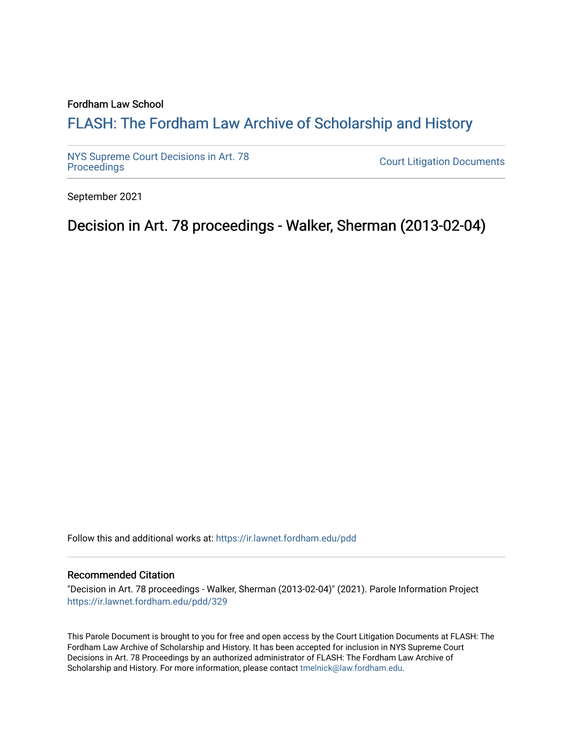Fordham Law School

# FLASH: The Fordham Law Archive of Scholarship and History

NYS Supreme Court Decisions in Art. 78 Proceedings

Court Litigation Documents

September 2021

## Decision in Art. 78 proceedings - Walker, Sherman (2013-02-04)

Follow this and additional works at: https://ir.lawnet.fordham.edu/pdd

### Recommended Citation

"Decision in Art. 78 proceedings - Walker, Sherman (2013-02-04)" (2021). Parole Information Project https://ir.lawnet.fordham.edu/pdd/329

This Parole Document is brought to you for free and open access by the Court Litigation Documents at FLASH: The Fordham Law Archive of Scholarship and History. It has been accepted for inclusion in NYS Supreme Court Decisions in Art. 78 Proceedings by an authorized administrator of FLASH: The Fordham Law Archive of Scholarship and History. For more information, please contact tmelnick@law.fordham.edu.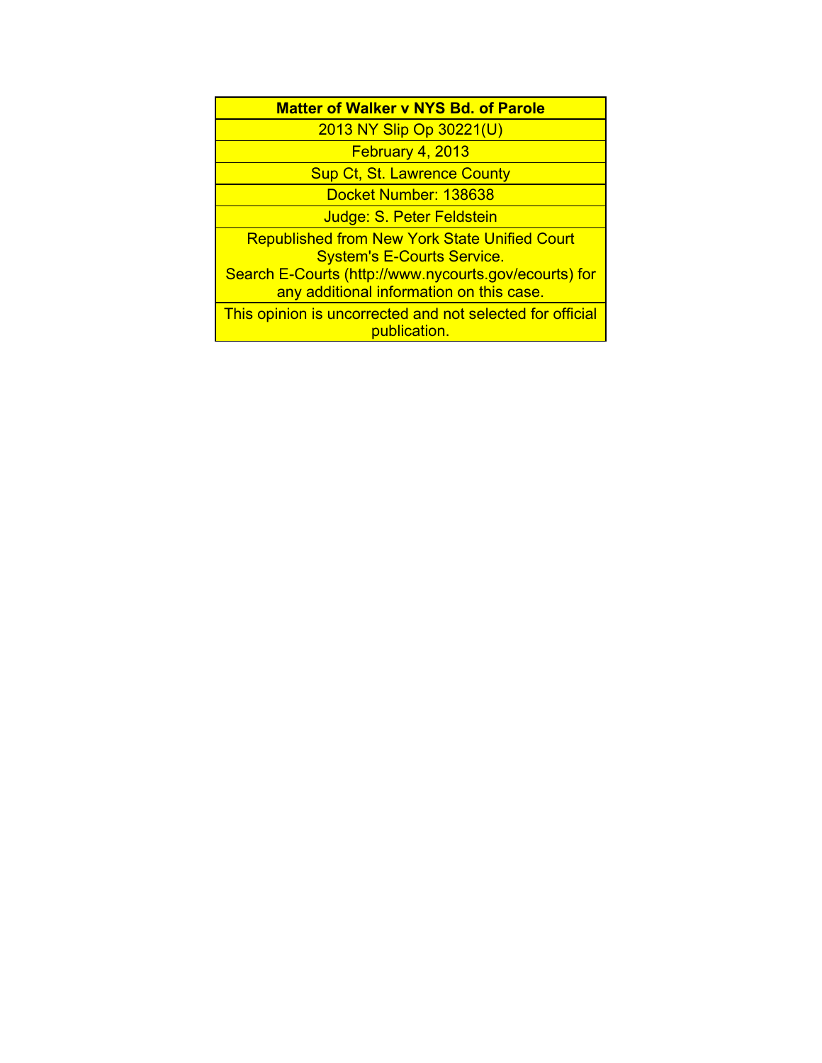| **Matter of Walker v NYS Bd. of Parole** |
| --- |
| 2013 NY Slip Op 30221(U) |
| February 4, 2013 |
| Sup Ct, St. Lawrence County |
| Docket Number: 138638 |
| Judge: S. Peter Feldstein |
| Republished from New York State Unified Court System's E-Courts Service. Search E-Courts (http://www.nycourts.gov/ecourts) for any additional information on this case. |
| This opinion is uncorrected and not selected for official publication. |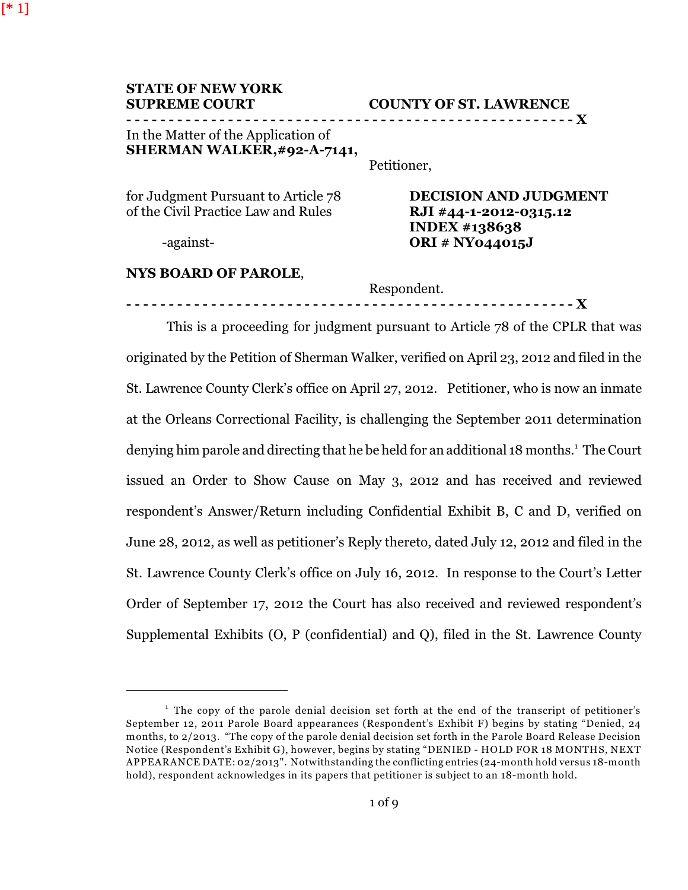[* 1]

**STATE OF NEW YORK**
**SUPREME COURT** **COUNTY OF ST. LAWRENCE**

In the Matter of the Application of
**SHERMAN WALKER,#92-A-7141,**

Petitioner,

for Judgment Pursuant to Article 78 of the Civil Practice Law and Rules

**DECISION AND JUDGMENT**
**RJI #44-1-2012-0315.12**
**INDEX #138638**
**ORI # NY044015J**

-against-

**NYS BOARD OF PAROLE**,

Respondent.

This is a proceeding for judgment pursuant to Article 78 of the CPLR that was originated by the Petition of Sherman Walker, verified on April 23, 2012 and filed in the St. Lawrence County Clerk's office on April 27, 2012. Petitioner, who is now an inmate at the Orleans Correctional Facility, is challenging the September 2011 determination denying him parole and directing that he be held for an additional 18 months.[1] The Court issued an Order to Show Cause on May 3, 2012 and has received and reviewed respondent's Answer/Return including Confidential Exhibit B, C and D, verified on June 28, 2012, as well as petitioner's Reply thereto, dated July 12, 2012 and filed in the St. Lawrence County Clerk's office on July 16, 2012. In response to the Court's Letter Order of September 17, 2012 the Court has also received and reviewed respondent's Supplemental Exhibits (O, P (confidential) and Q), filed in the St. Lawrence County

[1] The copy of the parole denial decision set forth at the end of the transcript of petitioner's September 12, 2011 Parole Board appearances (Respondent's Exhibit F) begins by stating "Denied, 24 months, to 2/2013. "The copy of the parole denial decision set forth in the Parole Board Release Decision Notice (Respondent's Exhibit G), however, begins by stating "DENIED - HOLD FOR 18 MONTHS, NEXT APPEARANCE DATE: 02/2013". Notwithstanding the conflicting entries (24-month hold versus 18-month hold), respondent acknowledges in its papers that petitioner is subject to an 18-month hold.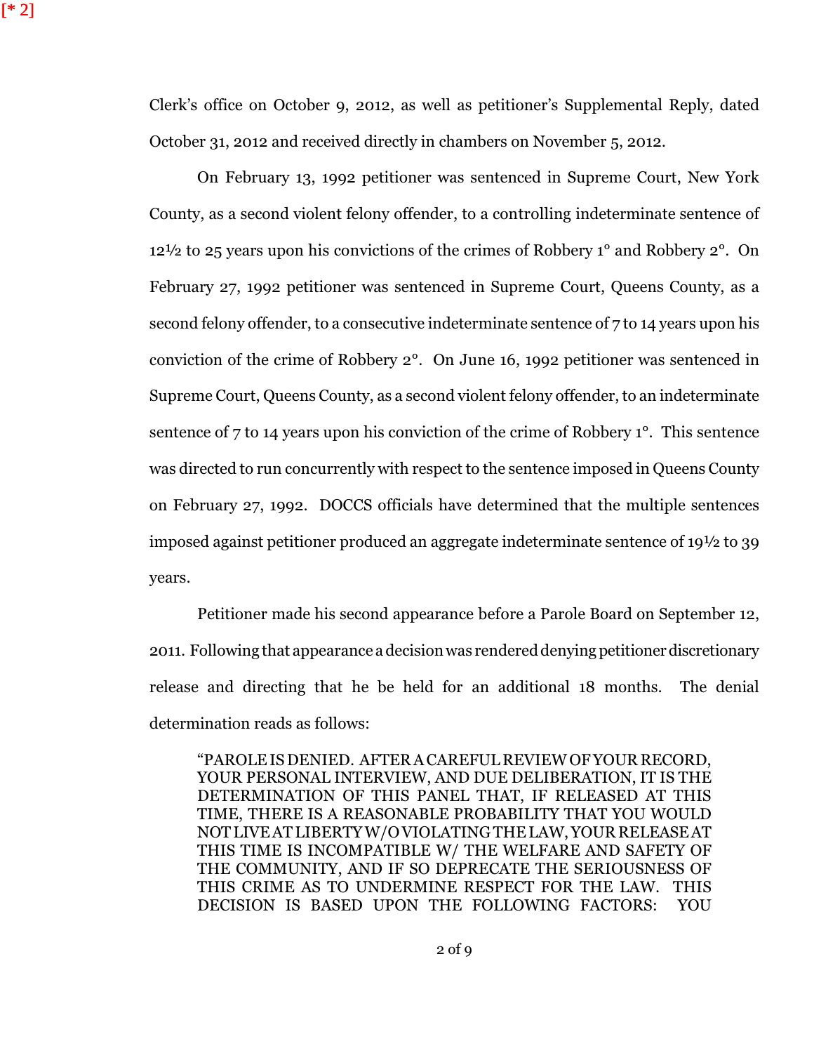Clerk's office on October 9, 2012, as well as petitioner's Supplemental Reply, dated October 31, 2012 and received directly in chambers on November 5, 2012.

On February 13, 1992 petitioner was sentenced in Supreme Court, New York County, as a second violent felony offender, to a controlling indeterminate sentence of 12½ to 25 years upon his convictions of the crimes of Robbery 1° and Robbery 2°. On February 27, 1992 petitioner was sentenced in Supreme Court, Queens County, as a second felony offender, to a consecutive indeterminate sentence of 7 to 14 years upon his conviction of the crime of Robbery 2°. On June 16, 1992 petitioner was sentenced in Supreme Court, Queens County, as a second violent felony offender, to an indeterminate sentence of 7 to 14 years upon his conviction of the crime of Robbery 1°. This sentence was directed to run concurrently with respect to the sentence imposed in Queens County on February 27, 1992. DOCCS officials have determined that the multiple sentences imposed against petitioner produced an aggregate indeterminate sentence of 19½ to 39 years.

Petitioner made his second appearance before a Parole Board on September 12, 2011. Following that appearance a decision was rendered denying petitioner discretionary release and directing that he be held for an additional 18 months. The denial determination reads as follows:

> "PAROLE IS DENIED. AFTER A CAREFUL REVIEW OF YOUR RECORD, YOUR PERSONAL INTERVIEW, AND DUE DELIBERATION, IT IS THE DETERMINATION OF THIS PANEL THAT, IF RELEASED AT THIS TIME, THERE IS A REASONABLE PROBABILITY THAT YOU WOULD NOT LIVE AT LIBERTY W/O VIOLATING THE LAW, YOUR RELEASE AT THIS TIME IS INCOMPATIBLE W/ THE WELFARE AND SAFETY OF THE COMMUNITY, AND IF SO DEPRECATE THE SERIOUSNESS OF THIS CRIME AS TO UNDERMINE RESPECT FOR THE LAW. THIS DECISION IS BASED UPON THE FOLLOWING FACTORS: YOU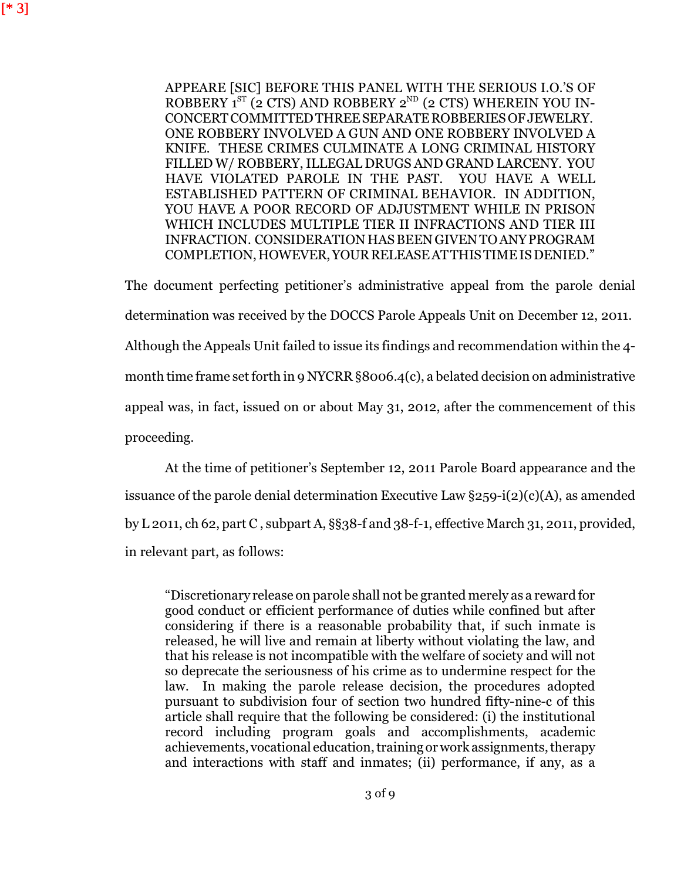[* 3]

> APPEARE [SIC] BEFORE THIS PANEL WITH THE SERIOUS I.O.'S OF ROBBERY 1ST (2 CTS) AND ROBBERY 2ND (2 CTS) WHEREIN YOU IN-CONCERT COMMITTED THREE SEPARATE ROBBERIES OF JEWELRY. ONE ROBBERY INVOLVED A GUN AND ONE ROBBERY INVOLVED A KNIFE. THESE CRIMES CULMINATE A LONG CRIMINAL HISTORY FILLED W/ ROBBERY, ILLEGAL DRUGS AND GRAND LARCENY. YOU HAVE VIOLATED PAROLE IN THE PAST. YOU HAVE A WELL ESTABLISHED PATTERN OF CRIMINAL BEHAVIOR. IN ADDITION, YOU HAVE A POOR RECORD OF ADJUSTMENT WHILE IN PRISON WHICH INCLUDES MULTIPLE TIER II INFRACTIONS AND TIER III INFRACTION. CONSIDERATION HAS BEEN GIVEN TO ANY PROGRAM COMPLETION, HOWEVER, YOUR RELEASE AT THIS TIME IS DENIED."

The document perfecting petitioner's administrative appeal from the parole denial determination was received by the DOCCS Parole Appeals Unit on December 12, 2011. Although the Appeals Unit failed to issue its findings and recommendation within the 4-month time frame set forth in 9 NYCRR §8006.4(c), a belated decision on administrative appeal was, in fact, issued on or about May 31, 2012, after the commencement of this proceeding.

At the time of petitioner's September 12, 2011 Parole Board appearance and the issuance of the parole denial determination Executive Law §259-i(2)(c)(A), as amended by L 2011, ch 62, part C , subpart A, §§38-f and 38-f-1, effective March 31, 2011, provided, in relevant part, as follows:

> "Discretionary release on parole shall not be granted merely as a reward for good conduct or efficient performance of duties while confined but after considering if there is a reasonable probability that, if such inmate is released, he will live and remain at liberty without violating the law, and that his release is not incompatible with the welfare of society and will not so deprecate the seriousness of his crime as to undermine respect for the law. In making the parole release decision, the procedures adopted pursuant to subdivision four of section two hundred fifty-nine-c of this article shall require that the following be considered: (i) the institutional record including program goals and accomplishments, academic achievements, vocational education, training or work assignments, therapy and interactions with staff and inmates; (ii) performance, if any, as a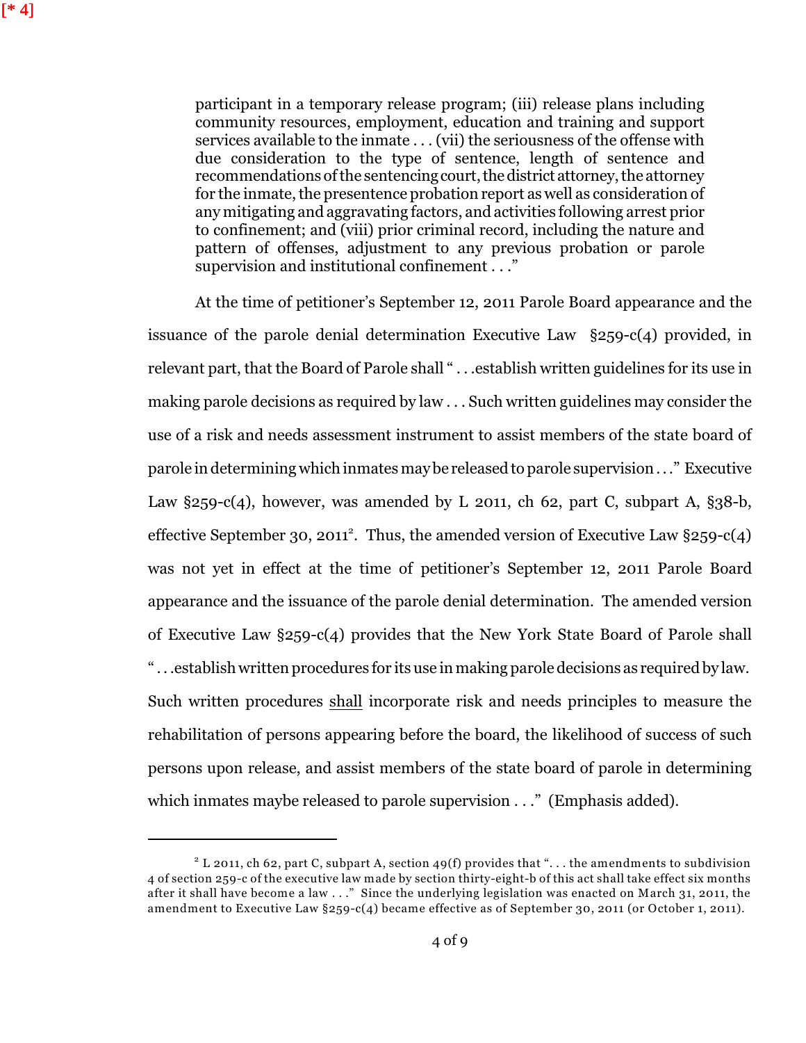[* 4]

> participant in a temporary release program; (iii) release plans including community resources, employment, education and training and support services available to the inmate . . . (vii) the seriousness of the offense with due consideration to the type of sentence, length of sentence and recommendations of the sentencing court, the district attorney, the attorney for the inmate, the presentence probation report as well as consideration of any mitigating and aggravating factors, and activities following arrest prior to confinement; and (viii) prior criminal record, including the nature and pattern of offenses, adjustment to any previous probation or parole supervision and institutional confinement . . ."

At the time of petitioner's September 12, 2011 Parole Board appearance and the issuance of the parole denial determination Executive Law §259-c(4) provided, in relevant part, that the Board of Parole shall " . . .establish written guidelines for its use in making parole decisions as required by law . . . Such written guidelines may consider the use of a risk and needs assessment instrument to assist members of the state board of parole in determining which inmates may be released to parole supervision . . ." Executive Law §259-c(4), however, was amended by L 2011, ch 62, part C, subpart A, §38-b, effective September 30, 2011[2]. Thus, the amended version of Executive Law §259-c(4) was not yet in effect at the time of petitioner's September 12, 2011 Parole Board appearance and the issuance of the parole denial determination. The amended version of Executive Law §259-c(4) provides that the New York State Board of Parole shall " . . .establish written procedures for its use in making parole decisions as required by law. Such written procedures shall incorporate risk and needs principles to measure the rehabilitation of persons appearing before the board, the likelihood of success of such persons upon release, and assist members of the state board of parole in determining which inmates maybe released to parole supervision . . ." (Emphasis added).

---

[2] L 2011, ch 62, part C, subpart A, section 49(f) provides that ". . . the amendments to subdivision 4 of section 259-c of the executive law made by section thirty-eight-b of this act shall take effect six months after it shall have become a law . . ." Since the underlying legislation was enacted on March 31, 2011, the amendment to Executive Law §259-c(4) became effective as of September 30, 2011 (or October 1, 2011).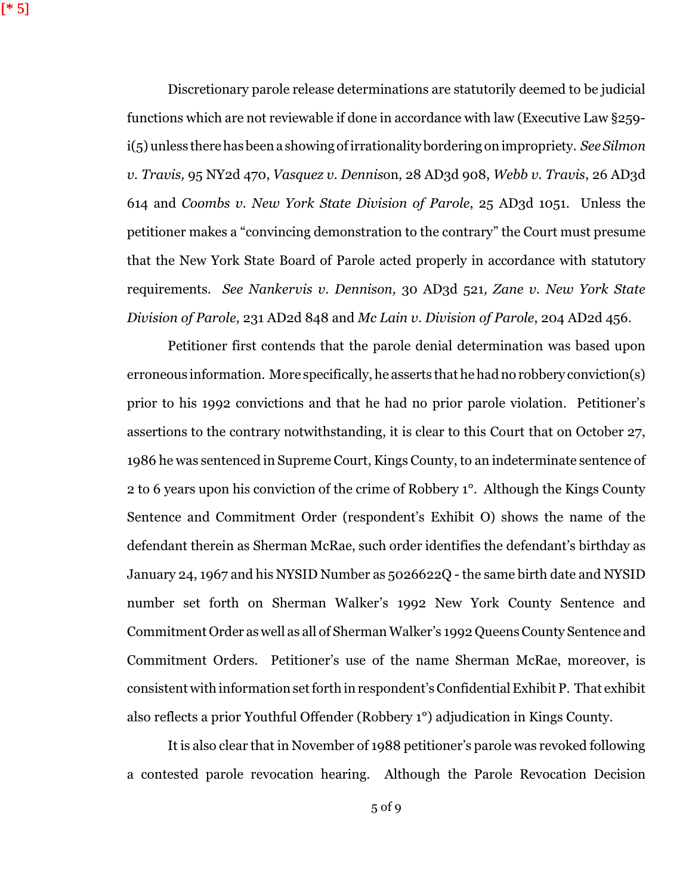[* 5]

Discretionary parole release determinations are statutorily deemed to be judicial functions which are not reviewable if done in accordance with law (Executive Law §259-i(5) unless there has been a showing of irrationality bordering on impropriety. *See Silmon v. Travis,* 95 NY2d 470, *Vasquez v. Dennison*, 28 AD3d 908, *Webb v. Travis*, 26 AD3d 614 and *Coombs v. New York State Division of Parole*, 25 AD3d 1051. Unless the petitioner makes a "convincing demonstration to the contrary" the Court must presume that the New York State Board of Parole acted properly in accordance with statutory requirements. *See Nankervis v. Dennison,* 30 AD3d 521*, Zane v. New York State Division of Parole*, 231 AD2d 848 and *Mc Lain v. Division of Parole*, 204 AD2d 456.

Petitioner first contends that the parole denial determination was based upon erroneous information. More specifically, he asserts that he had no robbery conviction(s) prior to his 1992 convictions and that he had no prior parole violation. Petitioner's assertions to the contrary notwithstanding, it is clear to this Court that on October 27, 1986 he was sentenced in Supreme Court, Kings County, to an indeterminate sentence of 2 to 6 years upon his conviction of the crime of Robbery 1°. Although the Kings County Sentence and Commitment Order (respondent's Exhibit O) shows the name of the defendant therein as Sherman McRae, such order identifies the defendant's birthday as January 24, 1967 and his NYSID Number as 5026622Q - the same birth date and NYSID number set forth on Sherman Walker's 1992 New York County Sentence and Commitment Order as well as all of Sherman Walker's 1992 Queens County Sentence and Commitment Orders. Petitioner's use of the name Sherman McRae, moreover, is consistent with information set forth in respondent's Confidential Exhibit P. That exhibit also reflects a prior Youthful Offender (Robbery 1°) adjudication in Kings County.

It is also clear that in November of 1988 petitioner's parole was revoked following a contested parole revocation hearing. Although the Parole Revocation Decision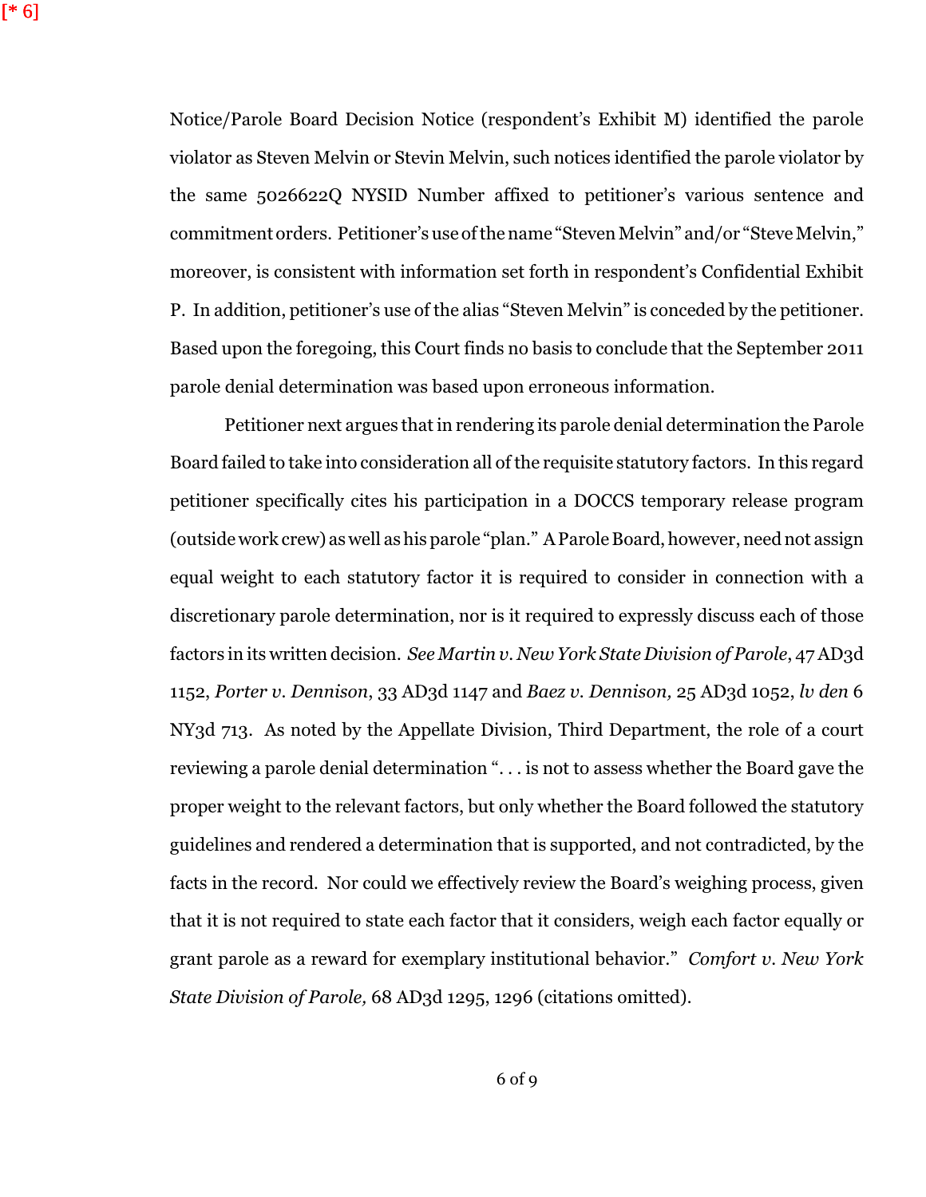[* 6]

Notice/Parole Board Decision Notice (respondent's Exhibit M) identified the parole violator as Steven Melvin or Stevin Melvin, such notices identified the parole violator by the same 5026622Q NYSID Number affixed to petitioner's various sentence and commitment orders. Petitioner's use of the name "Steven Melvin" and/or "Steve Melvin," moreover, is consistent with information set forth in respondent's Confidential Exhibit P. In addition, petitioner's use of the alias "Steven Melvin" is conceded by the petitioner. Based upon the foregoing, this Court finds no basis to conclude that the September 2011 parole denial determination was based upon erroneous information.

Petitioner next argues that in rendering its parole denial determination the Parole Board failed to take into consideration all of the requisite statutory factors. In this regard petitioner specifically cites his participation in a DOCCS temporary release program (outside work crew) as well as his parole "plan." A Parole Board, however, need not assign equal weight to each statutory factor it is required to consider in connection with a discretionary parole determination, nor is it required to expressly discuss each of those factors in its written decision. *See Martin v. New York State Division of Parole*, 47 AD3d 1152, *Porter v. Dennison*, 33 AD3d 1147 and *Baez v. Dennison,* 25 AD3d 1052, *lv den* 6 NY3d 713. As noted by the Appellate Division, Third Department, the role of a court reviewing a parole denial determination ". . . is not to assess whether the Board gave the proper weight to the relevant factors, but only whether the Board followed the statutory guidelines and rendered a determination that is supported, and not contradicted, by the facts in the record. Nor could we effectively review the Board's weighing process, given that it is not required to state each factor that it considers, weigh each factor equally or grant parole as a reward for exemplary institutional behavior." *Comfort v. New York State Division of Parole,* 68 AD3d 1295, 1296 (citations omitted).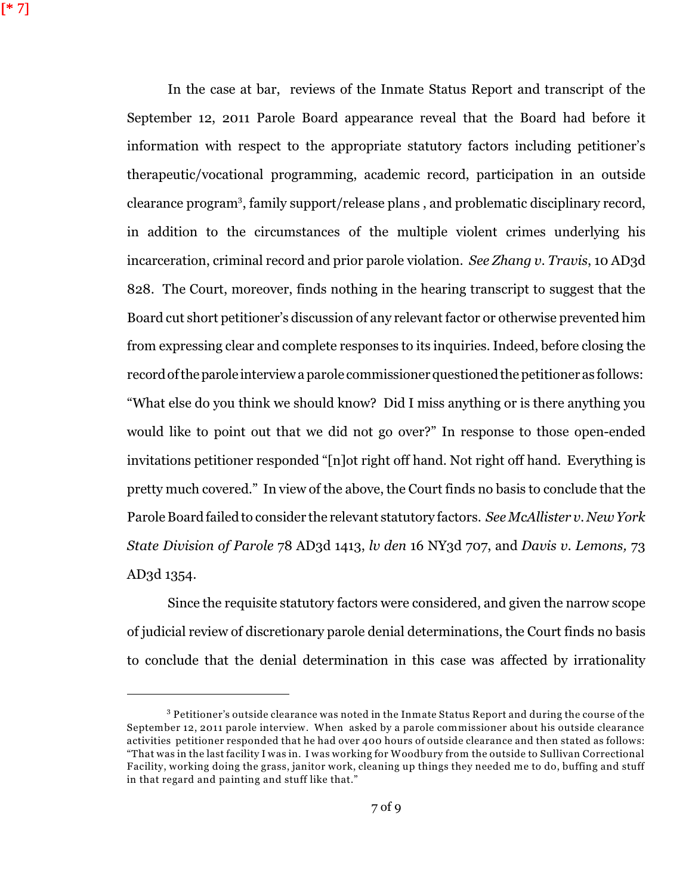[* 7]

In the case at bar, reviews of the Inmate Status Report and transcript of the September 12, 2011 Parole Board appearance reveal that the Board had before it information with respect to the appropriate statutory factors including petitioner's therapeutic/vocational programming, academic record, participation in an outside clearance program[3], family support/release plans , and problematic disciplinary record, in addition to the circumstances of the multiple violent crimes underlying his incarceration, criminal record and prior parole violation. *See Zhang v. Travis*, 10 AD3d 828. The Court, moreover, finds nothing in the hearing transcript to suggest that the Board cut short petitioner's discussion of any relevant factor or otherwise prevented him from expressing clear and complete responses to its inquiries. Indeed, before closing the record of the parole interview a parole commissioner questioned the petitioner as follows: "What else do you think we should know? Did I miss anything or is there anything you would like to point out that we did not go over?" In response to those open-ended invitations petitioner responded "[n]ot right off hand. Not right off hand. Everything is pretty much covered." In view of the above, the Court finds no basis to conclude that the Parole Board failed to consider the relevant statutory factors. *See McAllister v. New York State Division of Parole* 78 AD3d 1413, *lv den* 16 NY3d 707, and *Davis v. Lemons,* 73 AD3d 1354.

Since the requisite statutory factors were considered, and given the narrow scope of judicial review of discretionary parole denial determinations, the Court finds no basis to conclude that the denial determination in this case was affected by irrationality

---

[3] Petitioner's outside clearance was noted in the Inmate Status Report and during the course of the September 12, 2011 parole interview. When asked by a parole commissioner about his outside clearance activities petitioner responded that he had over 400 hours of outside clearance and then stated as follows: "That was in the last facility I was in. I was working for Woodbury from the outside to Sullivan Correctional Facility, working doing the grass, janitor work, cleaning up things they needed me to do, buffing and stuff in that regard and painting and stuff like that."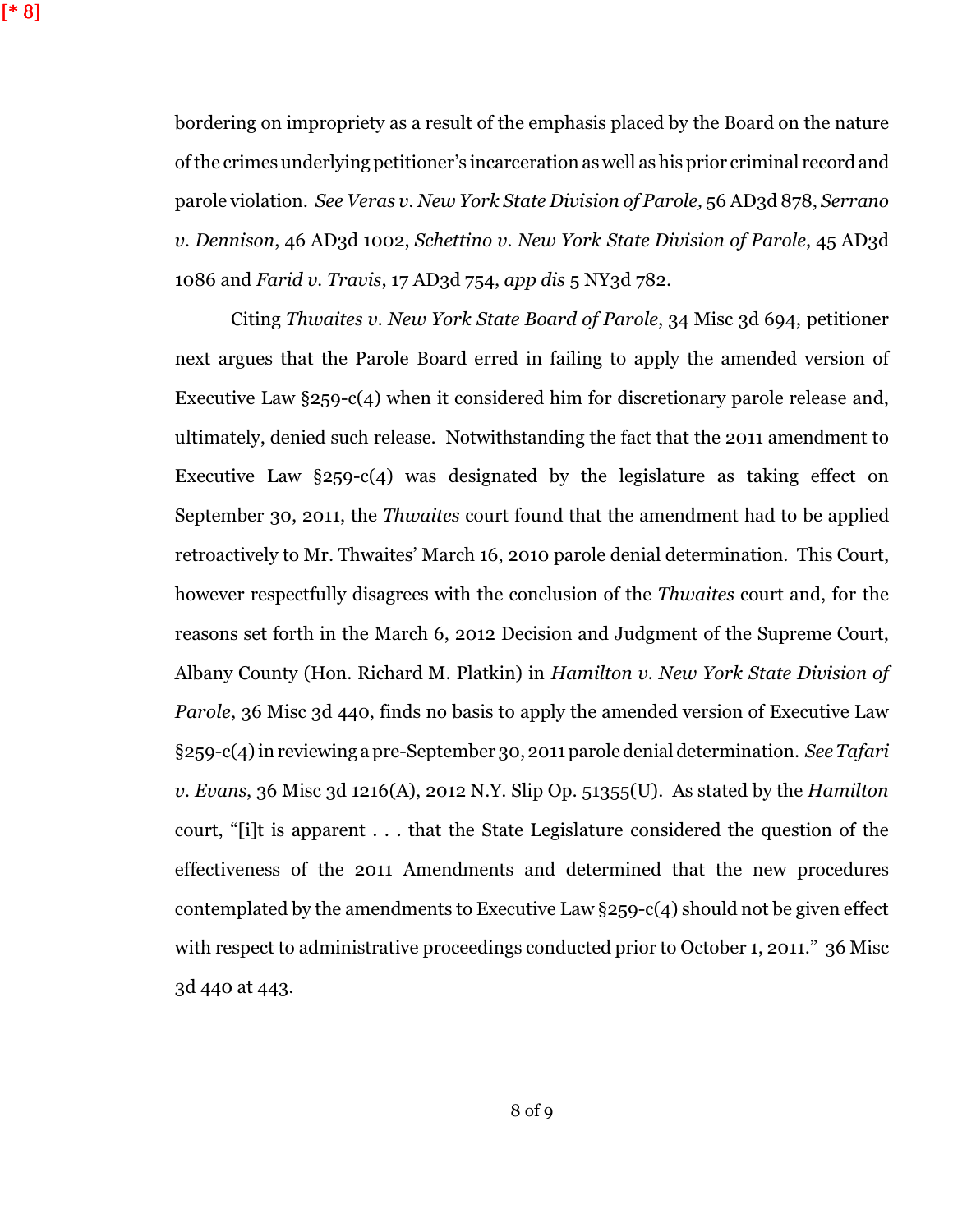[* 8]

bordering on impropriety as a result of the emphasis placed by the Board on the nature of the crimes underlying petitioner's incarceration as well as his prior criminal record and parole violation. *See Veras v. New York State Division of Parole,* 56 AD3d 878, *Serrano v. Dennison*, 46 AD3d 1002, *Schettino v. New York State Division of Parole*, 45 AD3d 1086 and *Farid v. Travis*, 17 AD3d 754, *app dis* 5 NY3d 782.

Citing *Thwaites v. New York State Board of Parole*, 34 Misc 3d 694, petitioner next argues that the Parole Board erred in failing to apply the amended version of Executive Law §259-c(4) when it considered him for discretionary parole release and, ultimately, denied such release. Notwithstanding the fact that the 2011 amendment to Executive Law §259-c(4) was designated by the legislature as taking effect on September 30, 2011, the *Thwaites* court found that the amendment had to be applied retroactively to Mr. Thwaites' March 16, 2010 parole denial determination. This Court, however respectfully disagrees with the conclusion of the *Thwaites* court and, for the reasons set forth in the March 6, 2012 Decision and Judgment of the Supreme Court, Albany County (Hon. Richard M. Platkin) in *Hamilton v. New York State Division of Parole*, 36 Misc 3d 440, finds no basis to apply the amended version of Executive Law §259-c(4) in reviewing a pre-September 30, 2011 parole denial determination. *See Tafari v. Evans*, 36 Misc 3d 1216(A), 2012 N.Y. Slip Op. 51355(U). As stated by the *Hamilton* court, "[i]t is apparent . . . that the State Legislature considered the question of the effectiveness of the 2011 Amendments and determined that the new procedures contemplated by the amendments to Executive Law §259-c(4) should not be given effect with respect to administrative proceedings conducted prior to October 1, 2011." 36 Misc 3d 440 at 443.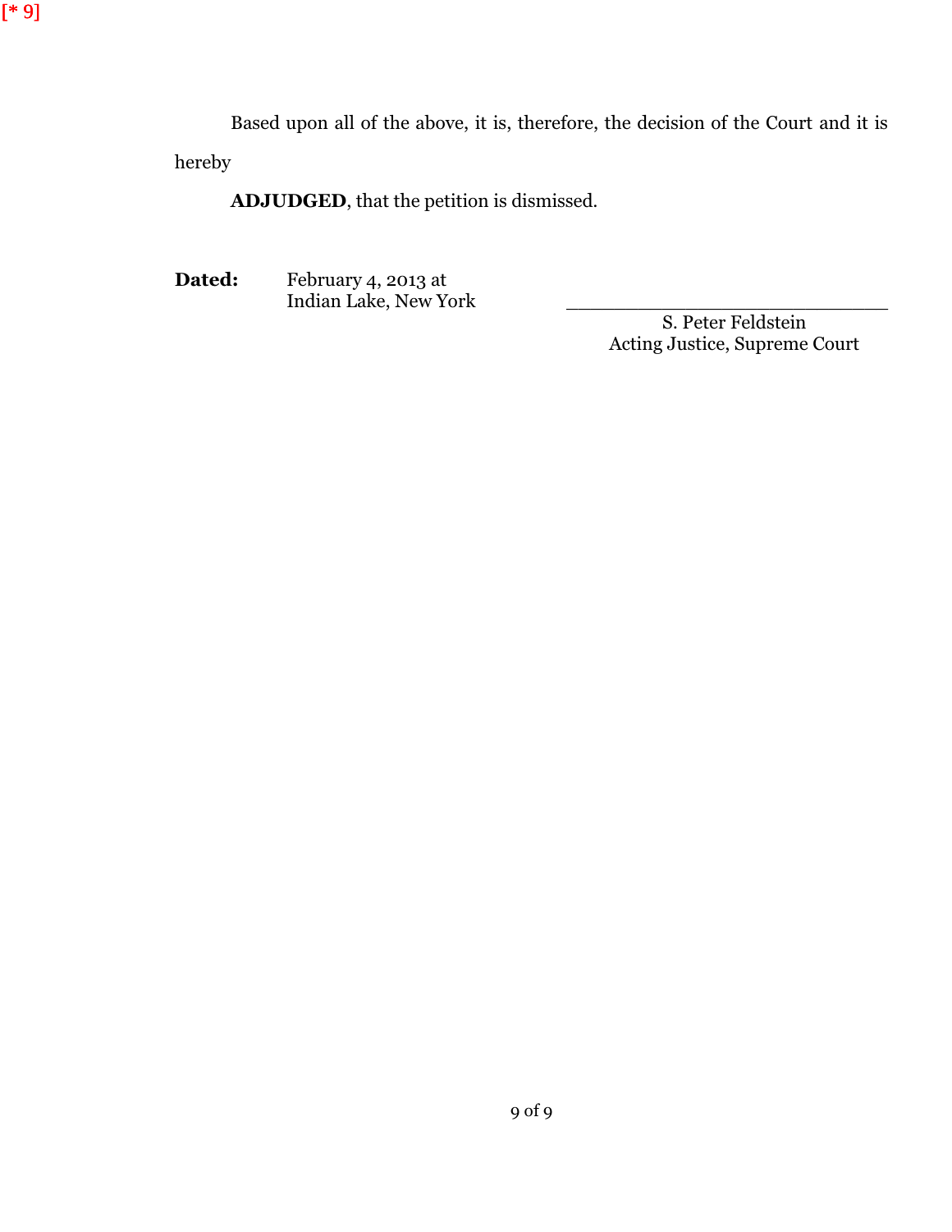[* 9]

Based upon all of the above, it is, therefore, the decision of the Court and it is hereby

**ADJUDGED**, that the petition is dismissed.

**Dated:** February 4, 2013 at
Indian Lake, New York

\_\_\_\_\_\_\_\_\_\_\_\_\_\_\_\_\_\_\_\_\_\_\_\_\_\_\_\_\_\_\_\_\_\_
S. Peter Feldstein
Acting Justice, Supreme Court